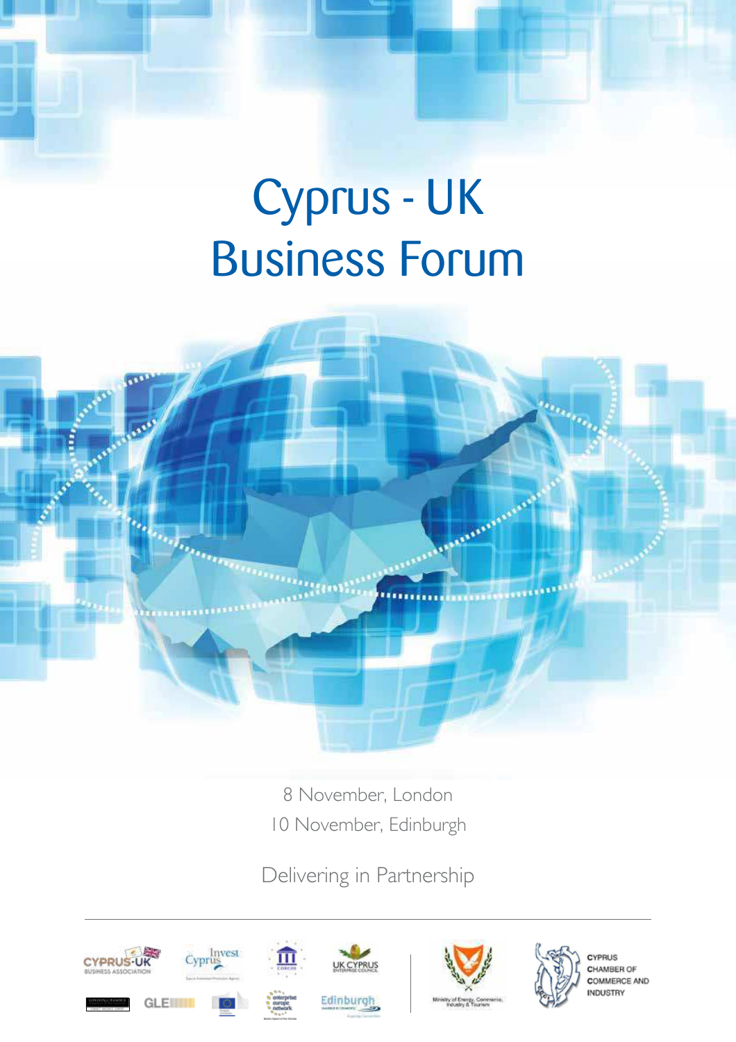# Cyprus - UK Business Forum

8 November, London

10 November, Edinburgh

Delivering in Partnership

CYPRUS-UK BUSINESS ASSOCIATION

Invest Cyprus

UK CYPRUS ENTERPRISE COUNCIL

Edinburgh

Ministry of Energy, Commerce, Industry & Tourism

CYPRUS CHAMBER OF COMMERCE AND INDUSTRY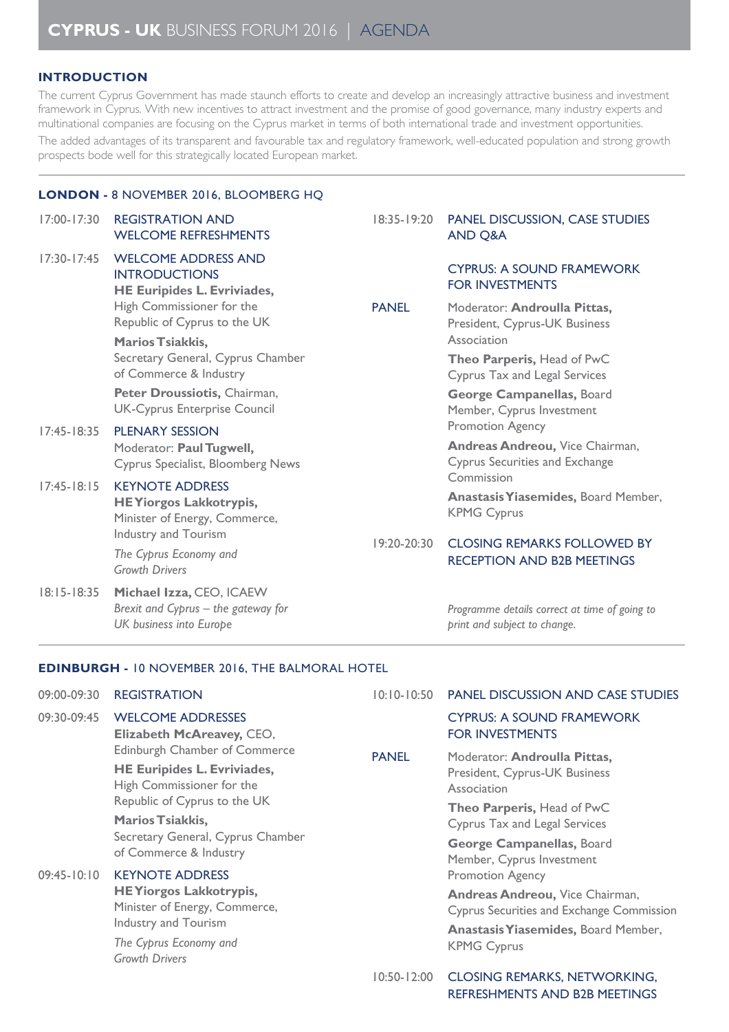# CYPRUS - UK BUSINESS FORUM 2016 | AGENDA

## INTRODUCTION

The current Cyprus Government has made staunch efforts to create and develop an increasingly attractive business and investment framework in Cyprus. With new incentives to attract investment and the promise of good governance, many industry experts and multinational companies are focusing on the Cyprus market in terms of both international trade and investment opportunities.

The added advantages of its transparent and favourable tax and regulatory framework, well-educated population and strong growth prospects bode well for this strategically located European market.

## LONDON - 8 NOVEMBER 2016, BLOOMBERG HQ

**17:00-17:30** REGISTRATION AND WELCOME REFRESHMENTS

**17:30-17:45** WELCOME ADDRESS AND INTRODUCTIONS

**HE Euripides L. Evriviades,** High Commissioner for the Republic of Cyprus to the UK

**Marios Tsiakkis,** Secretary General, Cyprus Chamber of Commerce & Industry

**Peter Droussiotis,** Chairman, UK-Cyprus Enterprise Council

**17:45-18:35** PLENARY SESSION

Moderator: **Paul Tugwell,** Cyprus Specialist, Bloomberg News

**17:45-18:15** KEYNOTE ADDRESS

**HE Yiorgos Lakkotrypis,** Minister of Energy, Commerce, Industry and Tourism

*The Cyprus Economy and Growth Drivers*

**18:15-18:35** **Michael Izza,** CEO, ICAEW

*Brexit and Cyprus – the gateway for UK business into Europe*

**18:35-19:20** PANEL DISCUSSION, CASE STUDIES AND Q&A

CYPRUS: A SOUND FRAMEWORK FOR INVESTMENTS

PANEL

Moderator: **Androulla Pittas,** President, Cyprus-UK Business Association

**Theo Parperis,** Head of PwC Cyprus Tax and Legal Services

**George Campanellas,** Board Member, Cyprus Investment Promotion Agency

**Andreas Andreou,** Vice Chairman, Cyprus Securities and Exchange Commission

**Anastasis Yiasemides,** Board Member, KPMG Cyprus

**19:20-20:30** CLOSING REMARKS FOLLOWED BY RECEPTION AND B2B MEETINGS

*Programme details correct at time of going to print and subject to change.*

## EDINBURGH - 10 NOVEMBER 2016, THE BALMORAL HOTEL

**09:00-09:30** REGISTRATION

**09:30-09:45** WELCOME ADDRESSES

**Elizabeth McAreavey,** CEO, Edinburgh Chamber of Commerce

**HE Euripides L. Evriviades,** High Commissioner for the Republic of Cyprus to the UK

**Marios Tsiakkis,** Secretary General, Cyprus Chamber of Commerce & Industry

**09:45-10:10** KEYNOTE ADDRESS

**HE Yiorgos Lakkotrypis,** Minister of Energy, Commerce, Industry and Tourism

*The Cyprus Economy and Growth Drivers*

**10:10-10:50** PANEL DISCUSSION AND CASE STUDIES

CYPRUS: A SOUND FRAMEWORK FOR INVESTMENTS

PANEL

Moderator: **Androulla Pittas,** President, Cyprus-UK Business Association

**Theo Parperis,** Head of PwC Cyprus Tax and Legal Services

**George Campanellas,** Board Member, Cyprus Investment Promotion Agency

**Andreas Andreou,** Vice Chairman, Cyprus Securities and Exchange Commission

**Anastasis Yiasemides,** Board Member, KPMG Cyprus

**10:50-12:00** CLOSING REMARKS, NETWORKING, REFRESHMENTS AND B2B MEETINGS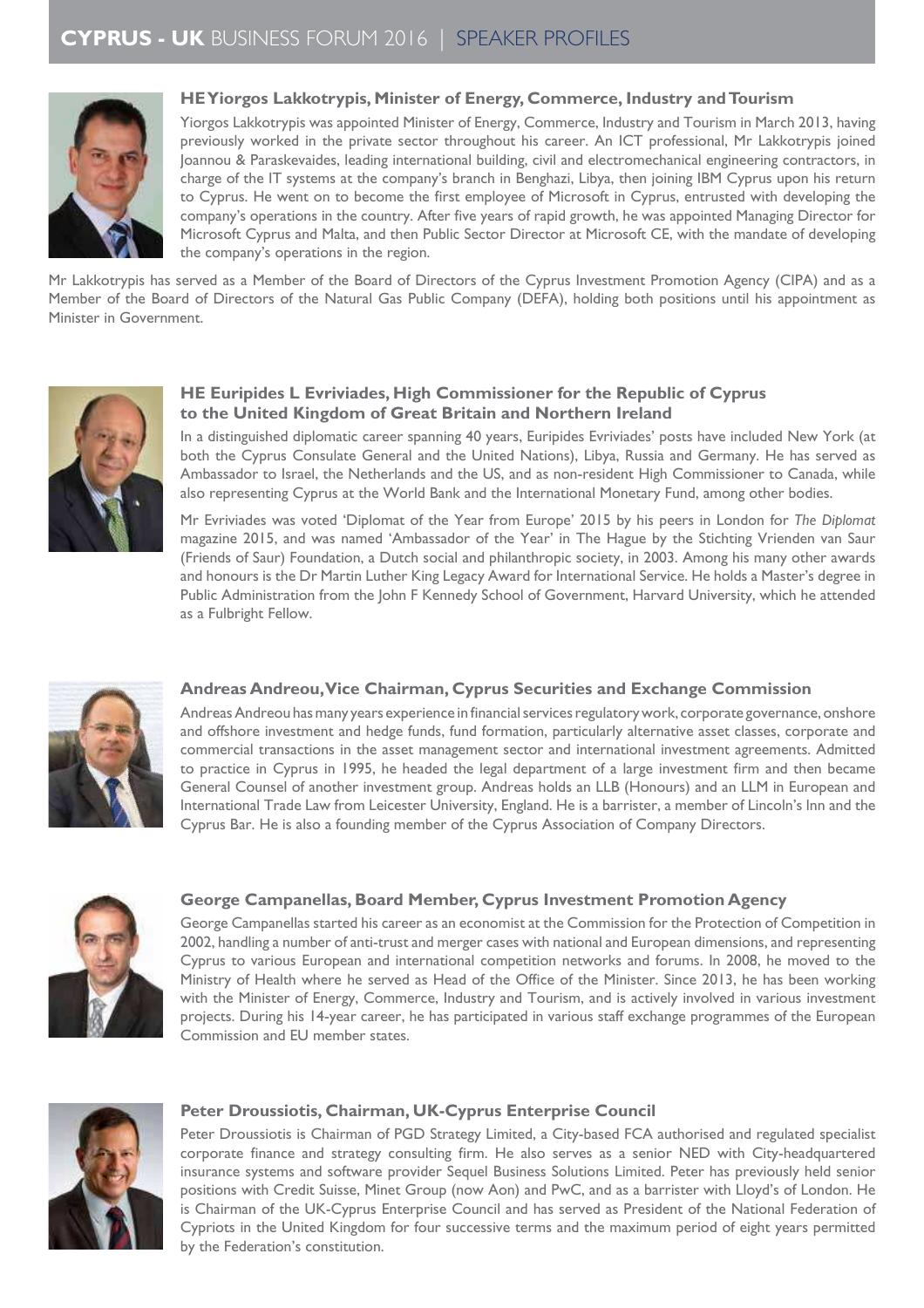## HE Yiorgos Lakkotrypis, Minister of Energy, Commerce, Industry and Tourism

Yiorgos Lakkotrypis was appointed Minister of Energy, Commerce, Industry and Tourism in March 2013, having previously worked in the private sector throughout his career. An ICT professional, Mr Lakkotrypis joined Joannou & Paraskevaides, leading international building, civil and electromechanical engineering contractors, in charge of the IT systems at the company's branch in Benghazi, Libya, then joining IBM Cyprus upon his return to Cyprus. He went on to become the first employee of Microsoft in Cyprus, entrusted with developing the company's operations in the country. After five years of rapid growth, he was appointed Managing Director for Microsoft Cyprus and Malta, and then Public Sector Director at Microsoft CE, with the mandate of developing the company's operations in the region.

Mr Lakkotrypis has served as a Member of the Board of Directors of the Cyprus Investment Promotion Agency (CIPA) and as a Member of the Board of Directors of the Natural Gas Public Company (DEFA), holding both positions until his appointment as Minister in Government.

## HE Euripides L Evriviades, High Commissioner for the Republic of Cyprus to the United Kingdom of Great Britain and Northern Ireland

In a distinguished diplomatic career spanning 40 years, Euripides Evriviades' posts have included New York (at both the Cyprus Consulate General and the United Nations), Libya, Russia and Germany. He has served as Ambassador to Israel, the Netherlands and the US, and as non-resident High Commissioner to Canada, while also representing Cyprus at the World Bank and the International Monetary Fund, among other bodies.

Mr Evriviades was voted 'Diplomat of the Year from Europe' 2015 by his peers in London for *The Diplomat* magazine 2015, and was named 'Ambassador of the Year' in The Hague by the Stichting Vrienden van Saur (Friends of Saur) Foundation, a Dutch social and philanthropic society, in 2003. Among his many other awards and honours is the Dr Martin Luther King Legacy Award for International Service. He holds a Master's degree in Public Administration from the John F Kennedy School of Government, Harvard University, which he attended as a Fulbright Fellow.

## Andreas Andreou, Vice Chairman, Cyprus Securities and Exchange Commission

Andreas Andreou has many years experience in financial services regulatory work, corporate governance, onshore and offshore investment and hedge funds, fund formation, particularly alternative asset classes, corporate and commercial transactions in the asset management sector and international investment agreements. Admitted to practice in Cyprus in 1995, he headed the legal department of a large investment firm and then became General Counsel of another investment group. Andreas holds an LLB (Honours) and an LLM in European and International Trade Law from Leicester University, England. He is a barrister, a member of Lincoln's Inn and the Cyprus Bar. He is also a founding member of the Cyprus Association of Company Directors.

## George Campanellas, Board Member, Cyprus Investment Promotion Agency

George Campanellas started his career as an economist at the Commission for the Protection of Competition in 2002, handling a number of anti-trust and merger cases with national and European dimensions, and representing Cyprus to various European and international competition networks and forums. In 2008, he moved to the Ministry of Health where he served as Head of the Office of the Minister. Since 2013, he has been working with the Minister of Energy, Commerce, Industry and Tourism, and is actively involved in various investment projects. During his 14-year career, he has participated in various staff exchange programmes of the European Commission and EU member states.

## Peter Droussiotis, Chairman, UK-Cyprus Enterprise Council

Peter Droussiotis is Chairman of PGD Strategy Limited, a City-based FCA authorised and regulated specialist corporate finance and strategy consulting firm. He also serves as a senior NED with City-headquartered insurance systems and software provider Sequel Business Solutions Limited. Peter has previously held senior positions with Credit Suisse, Minet Group (now Aon) and PwC, and as a barrister with Lloyd's of London. He is Chairman of the UK-Cyprus Enterprise Council and has served as President of the National Federation of Cypriots in the United Kingdom for four successive terms and the maximum period of eight years permitted by the Federation's constitution.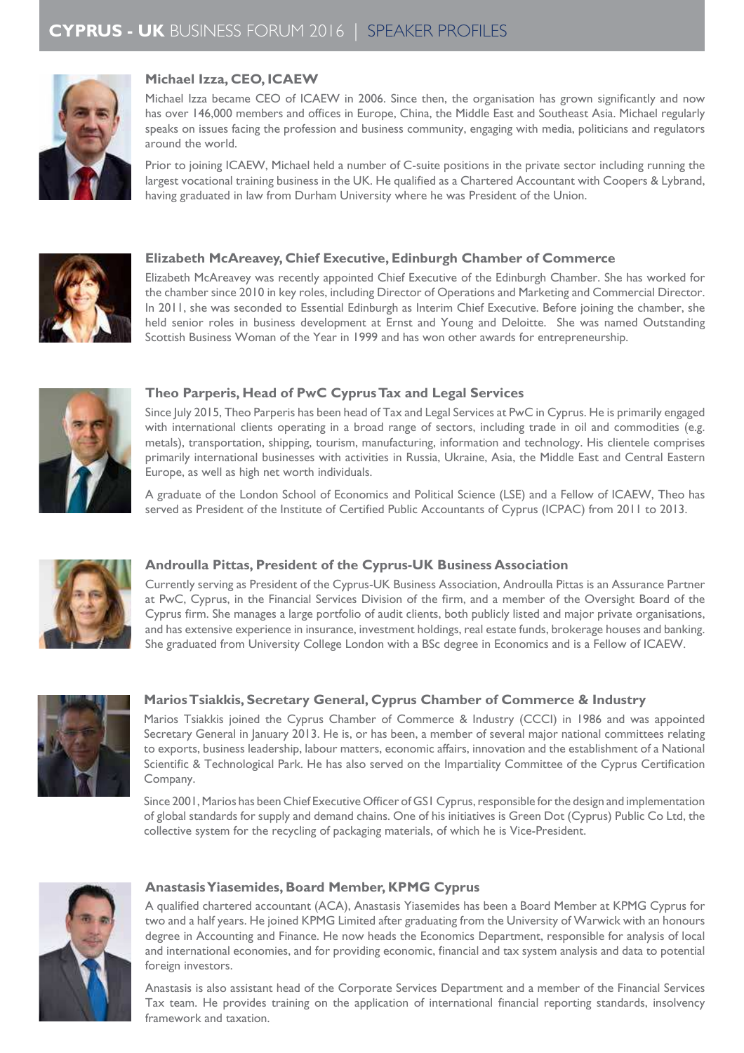# CYPRUS - UK BUSINESS FORUM 2016 | SPEAKER PROFILES

### Michael Izza, CEO, ICAEW

Michael Izza became CEO of ICAEW in 2006. Since then, the organisation has grown significantly and now has over 146,000 members and offices in Europe, China, the Middle East and Southeast Asia. Michael regularly speaks on issues facing the profession and business community, engaging with media, politicians and regulators around the world.

Prior to joining ICAEW, Michael held a number of C-suite positions in the private sector including running the largest vocational training business in the UK. He qualified as a Chartered Accountant with Coopers & Lybrand, having graduated in law from Durham University where he was President of the Union.

### Elizabeth McAreavey, Chief Executive, Edinburgh Chamber of Commerce

Elizabeth McAreavey was recently appointed Chief Executive of the Edinburgh Chamber. She has worked for the chamber since 2010 in key roles, including Director of Operations and Marketing and Commercial Director. In 2011, she was seconded to Essential Edinburgh as Interim Chief Executive. Before joining the chamber, she held senior roles in business development at Ernst and Young and Deloitte. She was named Outstanding Scottish Business Woman of the Year in 1999 and has won other awards for entrepreneurship.

### Theo Parperis, Head of PwC Cyprus Tax and Legal Services

Since July 2015, Theo Parperis has been head of Tax and Legal Services at PwC in Cyprus. He is primarily engaged with international clients operating in a broad range of sectors, including trade in oil and commodities (e.g. metals), transportation, shipping, tourism, manufacturing, information and technology. His clientele comprises primarily international businesses with activities in Russia, Ukraine, Asia, the Middle East and Central Eastern Europe, as well as high net worth individuals.

A graduate of the London School of Economics and Political Science (LSE) and a Fellow of ICAEW, Theo has served as President of the Institute of Certified Public Accountants of Cyprus (ICPAC) from 2011 to 2013.

### Androulla Pittas, President of the Cyprus-UK Business Association

Currently serving as President of the Cyprus-UK Business Association, Androulla Pittas is an Assurance Partner at PwC, Cyprus, in the Financial Services Division of the firm, and a member of the Oversight Board of the Cyprus firm. She manages a large portfolio of audit clients, both publicly listed and major private organisations, and has extensive experience in insurance, investment holdings, real estate funds, brokerage houses and banking. She graduated from University College London with a BSc degree in Economics and is a Fellow of ICAEW.

### Marios Tsiakkis, Secretary General, Cyprus Chamber of Commerce & Industry

Marios Tsiakkis joined the Cyprus Chamber of Commerce & Industry (CCCI) in 1986 and was appointed Secretary General in January 2013. He is, or has been, a member of several major national committees relating to exports, business leadership, labour matters, economic affairs, innovation and the establishment of a National Scientific & Technological Park. He has also served on the Impartiality Committee of the Cyprus Certification Company.

Since 2001, Marios has been Chief Executive Officer of GS1 Cyprus, responsible for the design and implementation of global standards for supply and demand chains. One of his initiatives is Green Dot (Cyprus) Public Co Ltd, the collective system for the recycling of packaging materials, of which he is Vice-President.

### Anastasis Yiasemides, Board Member, KPMG Cyprus

A qualified chartered accountant (ACA), Anastasis Yiasemides has been a Board Member at KPMG Cyprus for two and a half years. He joined KPMG Limited after graduating from the University of Warwick with an honours degree in Accounting and Finance. He now heads the Economics Department, responsible for analysis of local and international economies, and for providing economic, financial and tax system analysis and data to potential foreign investors.

Anastasis is also assistant head of the Corporate Services Department and a member of the Financial Services Tax team. He provides training on the application of international financial reporting standards, insolvency framework and taxation.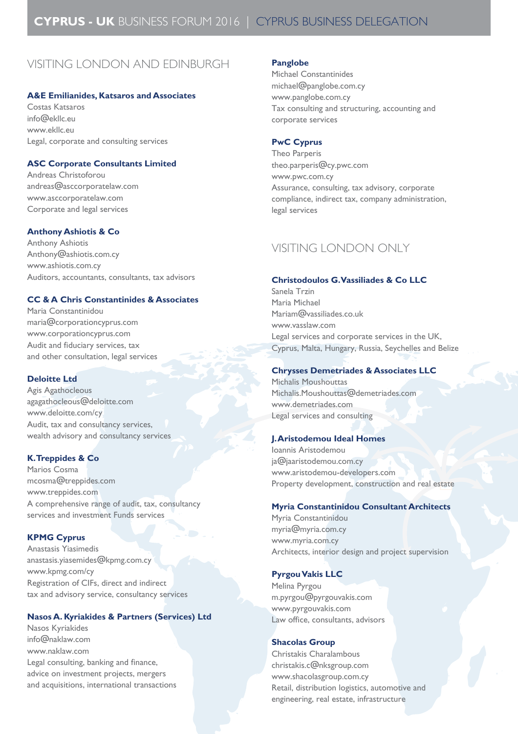# CYPRUS - UK BUSINESS FORUM 2016 | CYPRUS BUSINESS DELEGATION

## VISITING LONDON AND EDINBURGH

**A&E Emilianides, Katsaros and Associates**
Costas Katsaros
info@ekllc.eu
www.ekllc.eu
Legal, corporate and consulting services

**ASC Corporate Consultants Limited**
Andreas Christoforou
andreas@asccorporatelaw.com
www.asccorporatelaw.com
Corporate and legal services

**Anthony Ashiotis & Co**
Anthony Ashiotis
Anthony@ashiotis.com.cy
www.ashiotis.com.cy
Auditors, accountants, consultants, tax advisors

**CC & A Chris Constantinides & Associates**
Maria Constantinidou
maria@corporationcyprus.com
www.corporationcyprus.com
Audit and fiduciary services, tax and other consultation, legal services

**Deloitte Ltd**
Agis Agathocleous
agagathocleous@deloitte.com
www.deloitte.com/cy
Audit, tax and consultancy services, wealth advisory and consultancy services

**K. Treppides & Co**
Marios Cosma
mcosma@treppides.com
www.treppides.com
A comprehensive range of audit, tax, consultancy services and investment Funds services

**KPMG Cyprus**
Anastasis Yiasimedis
anastasis.yiasemides@kpmg.com.cy
www.kpmg.com/cy
Registration of CIFs, direct and indirect tax and advisory service, consultancy services

**Nasos A. Kyriakides & Partners (Services) Ltd**
Nasos Kyriakides
info@naklaw.com
www.naklaw.com
Legal consulting, banking and finance, advice on investment projects, mergers and acquisitions, international transactions

**Panglobe**
Michael Constantinides
michael@panglobe.com.cy
www.panglobe.com.cy
Tax consulting and structuring, accounting and corporate services

**PwC Cyprus**
Theo Parperis
theo.parperis@cy.pwc.com
www.pwc.com.cy
Assurance, consulting, tax advisory, corporate compliance, indirect tax, company administration, legal services

## VISITING LONDON ONLY

**Christodoulos G. Vassiliades & Co LLC**
Sanela Trzin
Maria Michael
Mariam@vassiliades.co.uk
www.vasslaw.com
Legal services and corporate services in the UK, Cyprus, Malta, Hungary, Russia, Seychelles and Belize

**Chrysses Demetriades & Associates LLC**
Michalis Moushouttas
Michalis.Moushouttas@demetriades.com
www.demetriades.com
Legal services and consulting

**J. Aristodemou Ideal Homes**
Ioannis Aristodemou
ja@jaaristodemou.com.cy
www.aristodemou-developers.com
Property development, construction and real estate

**Myria Constantinidou Consultant Architects**
Myria Constantinidou
myria@myria.com.cy
www.myria.com.cy
Architects, interior design and project supervision

**Pyrgou Vakis LLC**
Melina Pyrgou
m.pyrgou@pyrgouvakis.com
www.pyrgouvakis.com
Law office, consultants, advisors

**Shacolas Group**
Christakis Charalambous
christakis.c@nksgroup.com
www.shacolasgroup.com.cy
Retail, distribution logistics, automotive and engineering, real estate, infrastructure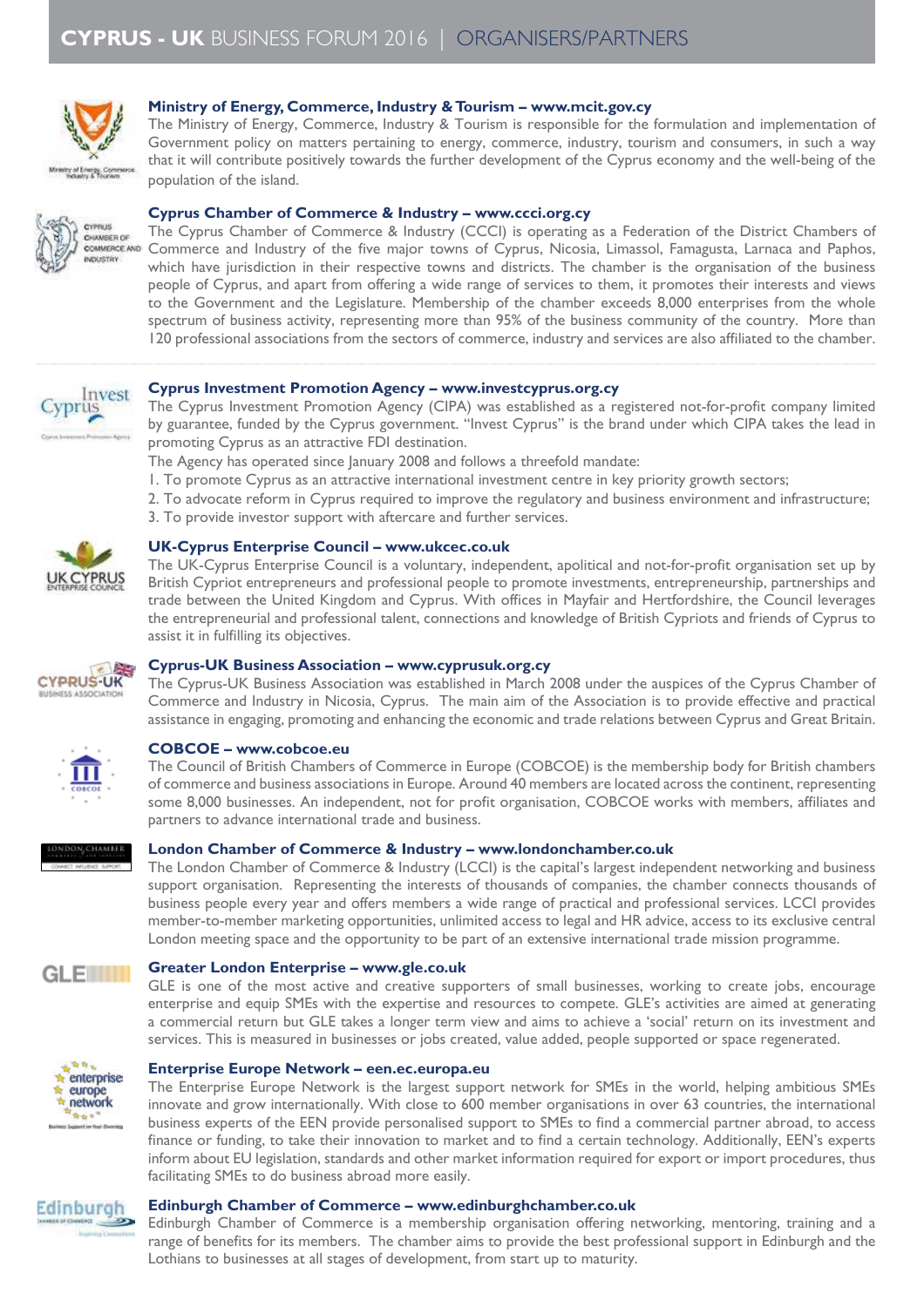# CYPRUS - UK BUSINESS FORUM 2016 | ORGANISERS/PARTNERS

### Ministry of Energy, Commerce, Industry & Tourism – www.mcit.gov.cy

The Ministry of Energy, Commerce, Industry & Tourism is responsible for the formulation and implementation of Government policy on matters pertaining to energy, commerce, industry, tourism and consumers, in such a way that it will contribute positively towards the further development of the Cyprus economy and the well-being of the population of the island.

### Cyprus Chamber of Commerce & Industry – www.ccci.org.cy

The Cyprus Chamber of Commerce & Industry (CCCI) is operating as a Federation of the District Chambers of Commerce and Industry of the five major towns of Cyprus, Nicosia, Limassol, Famagusta, Larnaca and Paphos, which have jurisdiction in their respective towns and districts. The chamber is the organisation of the business people of Cyprus, and apart from offering a wide range of services to them, it promotes their interests and views to the Government and the Legislature. Membership of the chamber exceeds 8,000 enterprises from the whole spectrum of business activity, representing more than 95% of the business community of the country. More than 120 professional associations from the sectors of commerce, industry and services are also affiliated to the chamber.

### Cyprus Investment Promotion Agency – www.investcyprus.org.cy

The Cyprus Investment Promotion Agency (CIPA) was established as a registered not-for-profit company limited by guarantee, funded by the Cyprus government. "Invest Cyprus" is the brand under which CIPA takes the lead in promoting Cyprus as an attractive FDI destination.

The Agency has operated since January 2008 and follows a threefold mandate:

1. To promote Cyprus as an attractive international investment centre in key priority growth sectors;
2. To advocate reform in Cyprus required to improve the regulatory and business environment and infrastructure;
3. To provide investor support with aftercare and further services.

### UK-Cyprus Enterprise Council – www.ukcec.co.uk

The UK-Cyprus Enterprise Council is a voluntary, independent, apolitical and not-for-profit organisation set up by British Cypriot entrepreneurs and professional people to promote investments, entrepreneurship, partnerships and trade between the United Kingdom and Cyprus. With offices in Mayfair and Hertfordshire, the Council leverages the entrepreneurial and professional talent, connections and knowledge of British Cypriots and friends of Cyprus to assist it in fulfilling its objectives.

### Cyprus-UK Business Association – www.cyprusuk.org.cy

The Cyprus-UK Business Association was established in March 2008 under the auspices of the Cyprus Chamber of Commerce and Industry in Nicosia, Cyprus. The main aim of the Association is to provide effective and practical assistance in engaging, promoting and enhancing the economic and trade relations between Cyprus and Great Britain.

### COBCOE – www.cobcoe.eu

The Council of British Chambers of Commerce in Europe (COBCOE) is the membership body for British chambers of commerce and business associations in Europe. Around 40 members are located across the continent, representing some 8,000 businesses. An independent, not for profit organisation, COBCOE works with members, affiliates and partners to advance international trade and business.

### London Chamber of Commerce & Industry – www.londonchamber.co.uk

The London Chamber of Commerce & Industry (LCCI) is the capital's largest independent networking and business support organisation. Representing the interests of thousands of companies, the chamber connects thousands of business people every year and offers members a wide range of practical and professional services. LCCI provides member-to-member marketing opportunities, unlimited access to legal and HR advice, access to its exclusive central London meeting space and the opportunity to be part of an extensive international trade mission programme.

### Greater London Enterprise – www.gle.co.uk

GLE is one of the most active and creative supporters of small businesses, working to create jobs, encourage enterprise and equip SMEs with the expertise and resources to compete. GLE's activities are aimed at generating a commercial return but GLE takes a longer term view and aims to achieve a 'social' return on its investment and services. This is measured in businesses or jobs created, value added, people supported or space regenerated.

### Enterprise Europe Network – een.ec.europa.eu

The Enterprise Europe Network is the largest support network for SMEs in the world, helping ambitious SMEs innovate and grow internationally. With close to 600 member organisations in over 63 countries, the international business experts of the EEN provide personalised support to SMEs to find a commercial partner abroad, to access finance or funding, to take their innovation to market and to find a certain technology. Additionally, EEN's experts inform about EU legislation, standards and other market information required for export or import procedures, thus facilitating SMEs to do business abroad more easily.

### Edinburgh Chamber of Commerce – www.edinburghchamber.co.uk

Edinburgh Chamber of Commerce is a membership organisation offering networking, mentoring, training and a range of benefits for its members. The chamber aims to provide the best professional support in Edinburgh and the Lothians to businesses at all stages of development, from start up to maturity.